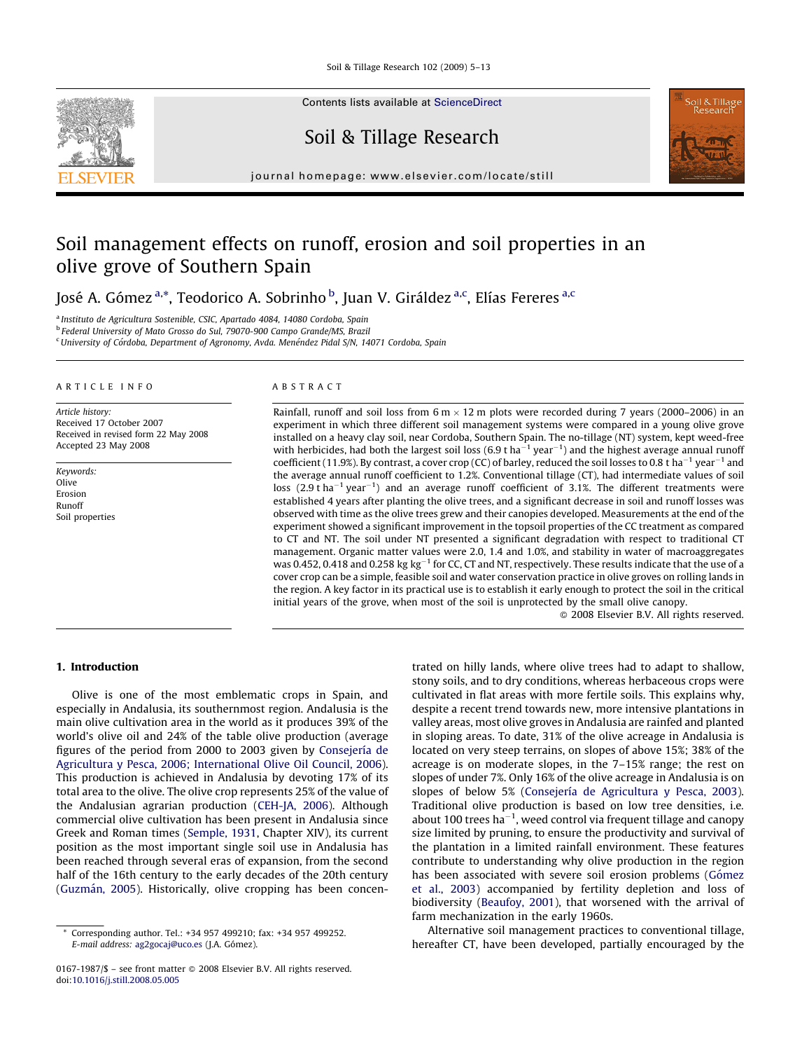# Soil management effects on runoff, erosion and soil properties in an olive grove of Southern Spain

José A. Gómez[a,*], Teodorico A. Sobrinho[b], Juan V. Giráldez[a,c], Elías Fereres[a,c]

[a] Instituto de Agricultura Sostenible, CSIC, Apartado 4084, 14080 Cordoba, Spain
[b] Federal University of Mato Grosso do Sul, 79070-900 Campo Grande/MS, Brazil
[c] University of Córdoba, Department of Agronomy, Avda. Menéndez Pidal S/N, 14071 Cordoba, Spain

ARTICLE INFO

*Article history:*
Received 17 October 2007
Received in revised form 22 May 2008
Accepted 23 May 2008

*Keywords:*
Olive
Erosion
Runoff
Soil properties

ABSTRACT

Rainfall, runoff and soil loss from 6 m × 12 m plots were recorded during 7 years (2000–2006) in an experiment in which three different soil management systems were compared in a young olive grove installed on a heavy clay soil, near Cordoba, Southern Spain. The no-tillage (NT) system, kept weed-free with herbicides, had both the largest soil loss (6.9 t $ha^{-1}$ $year^{-1}$) and the highest average annual runoff coefficient (11.9%). By contrast, a cover crop (CC) of barley, reduced the soil losses to 0.8 t $ha^{-1}$ $year^{-1}$ and the average annual runoff coefficient to 1.2%. Conventional tillage (CT), had intermediate values of soil loss (2.9 t $ha^{-1}$ $year^{-1}$) and an average runoff coefficient of 3.1%. The different treatments were established 4 years after planting the olive trees, and a significant decrease in soil and runoff losses was observed with time as the olive trees grew and their canopies developed. Measurements at the end of the experiment showed a significant improvement in the topsoil properties of the CC treatment as compared to CT and NT. The soil under NT presented a significant degradation with respect to traditional CT management. Organic matter values were 2.0, 1.4 and 1.0%, and stability in water of macroaggregates was 0.452, 0.418 and 0.258 kg $kg^{-1}$ for CC, CT and NT, respectively. These results indicate that the use of a cover crop can be a simple, feasible soil and water conservation practice in olive groves on rolling lands in the region. A key factor in its practical use is to establish it early enough to protect the soil in the critical initial years of the grove, when most of the soil is unprotected by the small olive canopy.

© 2008 Elsevier B.V. All rights reserved.

## 1. Introduction

Olive is one of the most emblematic crops in Spain, and especially in Andalusia, its southernmost region. Andalusia is the main olive cultivation area in the world as it produces 39% of the world's olive oil and 24% of the table olive production (average figures of the period from 2000 to 2003 given by Consejería de Agricultura y Pesca, 2006; International Olive Oil Council, 2006). This production is achieved in Andalusia by devoting 17% of its total area to the olive. The olive crop represents 25% of the value of the Andalusian agrarian production (CEH-JA, 2006). Although commercial olive cultivation has been present in Andalusia since Greek and Roman times (Semple, 1931, Chapter XIV), its current position as the most important single soil use in Andalusia has been reached through several eras of expansion, from the second half of the 16th century to the early decades of the 20th century (Guzmán, 2005). Historically, olive cropping has been concentrated on hilly lands, where olive trees had to adapt to shallow, stony soils, and to dry conditions, whereas herbaceous crops were cultivated in flat areas with more fertile soils. This explains why, despite a recent trend towards new, more intensive plantations in valley areas, most olive groves in Andalusia are rainfed and planted in sloping areas. To date, 31% of the olive acreage in Andalusia is located on very steep terrains, on slopes of above 15%; 38% of the acreage is on moderate slopes, in the 7–15% range; the rest on slopes of under 7%. Only 16% of the olive acreage in Andalusia is on slopes of below 5% (Consejería de Agricultura y Pesca, 2003). Traditional olive production is based on low tree densities, i.e. about 100 trees $ha^{-1}$, weed control via frequent tillage and canopy size limited by pruning, to ensure the productivity and survival of the plantation in a limited rainfall environment. These features contribute to understanding why olive production in the region has been associated with severe soil erosion problems (Gómez et al., 2003) accompanied by fertility depletion and loss of biodiversity (Beaufoy, 2001), that worsened with the arrival of farm mechanization in the early 1960s.

Alternative soil management practices to conventional tillage, hereafter CT, have been developed, partially encouraged by the

---

* Corresponding author. Tel.: +34 957 499210; fax: +34 957 499252.
*E-mail address:* ag2gocaj@uco.es (J.A. Gómez).

0167-1987/$ – see front matter © 2008 Elsevier B.V. All rights reserved.
doi:10.1016/j.still.2008.05.005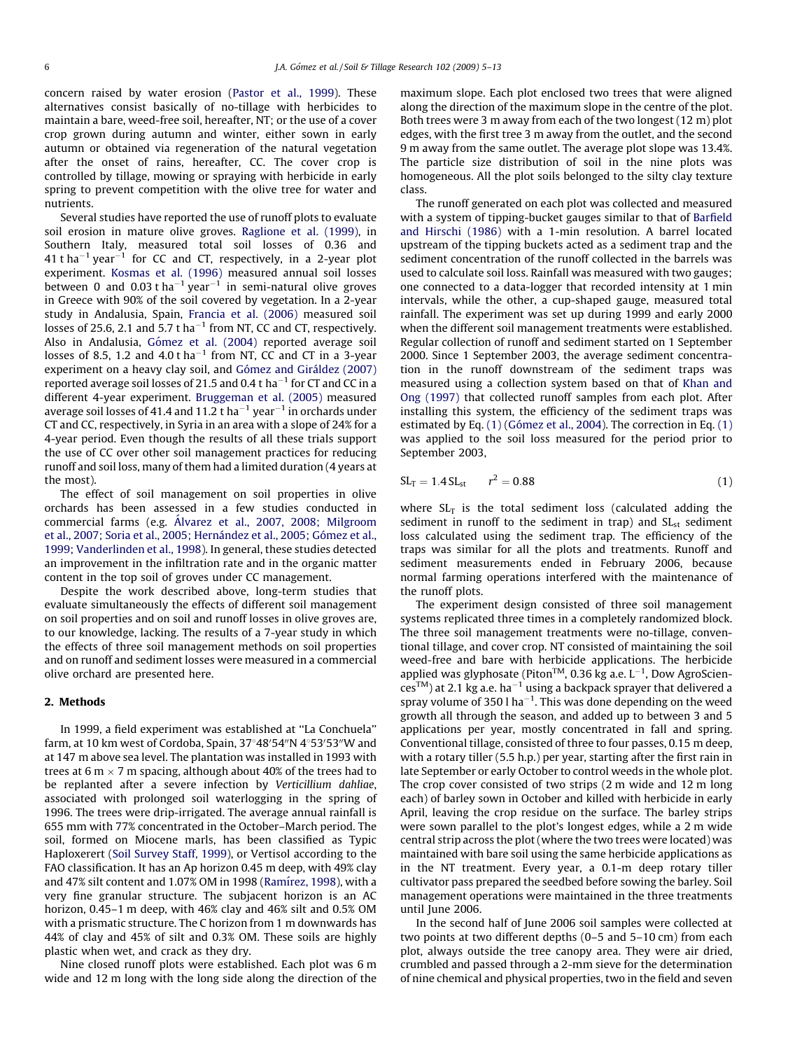concern raised by water erosion (Pastor et al., 1999). These alternatives consist basically of no-tillage with herbicides to maintain a bare, weed-free soil, hereafter, NT; or the use of a cover crop grown during autumn and winter, either sown in early autumn or obtained via regeneration of the natural vegetation after the onset of rains, hereafter, CC. The cover crop is controlled by tillage, mowing or spraying with herbicide in early spring to prevent competition with the olive tree for water and nutrients.

Several studies have reported the use of runoff plots to evaluate soil erosion in mature olive groves. Raglione et al. (1999), in Southern Italy, measured total soil losses of 0.36 and 41 t $ha^{-1}$ $year^{-1}$ for CC and CT, respectively, in a 2-year plot experiment. Kosmas et al. (1996) measured annual soil losses between 0 and 0.03 t $ha^{-1}$ $year^{-1}$ in semi-natural olive groves in Greece with 90% of the soil covered by vegetation. In a 2-year study in Andalusia, Spain, Francia et al. (2006) measured soil losses of 25.6, 2.1 and 5.7 t $ha^{-1}$ from NT, CC and CT, respectively. Also in Andalusia, Gómez et al. (2004) reported average soil losses of 8.5, 1.2 and 4.0 t $ha^{-1}$ from NT, CC and CT in a 3-year experiment on a heavy clay soil, and Gómez and Giráldez (2007) reported average soil losses of 21.5 and 0.4 t $ha^{-1}$ for CT and CC in a different 4-year experiment. Bruggeman et al. (2005) measured average soil losses of 41.4 and 11.2 t $ha^{-1}$ $year^{-1}$ in orchards under CT and CC, respectively, in Syria in an area with a slope of 24% for a 4-year period. Even though the results of all these trials support the use of CC over other soil management practices for reducing runoff and soil loss, many of them had a limited duration (4 years at the most).

The effect of soil management on soil properties in olive orchards has been assessed in a few studies conducted in commercial farms (e.g. Álvarez et al., 2007, 2008; Milgroom et al., 2007; Soria et al., 2005; Hernández et al., 2005; Gómez et al., 1999; Vanderlinden et al., 1998). In general, these studies detected an improvement in the infiltration rate and in the organic matter content in the top soil of groves under CC management.

Despite the work described above, long-term studies that evaluate simultaneously the effects of different soil management on soil properties and on soil and runoff losses in olive groves are, to our knowledge, lacking. The results of a 7-year study in which the effects of three soil management methods on soil properties and on runoff and sediment losses were measured in a commercial olive orchard are presented here.

## 2. Methods

In 1999, a field experiment was established at "La Conchuela" farm, at 10 km west of Cordoba, Spain, 37°48′54″N 4°53′53″W and at 147 m above sea level. The plantation was installed in 1993 with trees at 6 m × 7 m spacing, although about 40% of the trees had to be replanted after a severe infection by *Verticillium dahliae*, associated with prolonged soil waterlogging in the spring of 1996. The trees were drip-irrigated. The average annual rainfall is 655 mm with 77% concentrated in the October–March period. The soil, formed on Miocene marls, has been classified as Typic Haploxerert (Soil Survey Staff, 1999), or Vertisol according to the FAO classification. It has an Ap horizon 0.45 m deep, with 49% clay and 47% silt content and 1.07% OM in 1998 (Ramírez, 1998), with a very fine granular structure. The subjacent horizon is an AC horizon, 0.45–1 m deep, with 46% clay and 46% silt and 0.5% OM with a prismatic structure. The C horizon from 1 m downwards has 44% of clay and 45% of silt and 0.3% OM. These soils are highly plastic when wet, and crack as they dry.

Nine closed runoff plots were established. Each plot was 6 m wide and 12 m long with the long side along the direction of the maximum slope. Each plot enclosed two trees that were aligned along the direction of the maximum slope in the centre of the plot. Both trees were 3 m away from each of the two longest (12 m) plot edges, with the first tree 3 m away from the outlet, and the second 9 m away from the same outlet. The average plot slope was 13.4%. The particle size distribution of soil in the nine plots was homogeneous. All the plot soils belonged to the silty clay texture class.

The runoff generated on each plot was collected and measured with a system of tipping-bucket gauges similar to that of Barfield and Hirschi (1986) with a 1-min resolution. A barrel located upstream of the tipping buckets acted as a sediment trap and the sediment concentration of the runoff collected in the barrels was used to calculate soil loss. Rainfall was measured with two gauges; one connected to a data-logger that recorded intensity at 1 min intervals, while the other, a cup-shaped gauge, measured total rainfall. The experiment was set up during 1999 and early 2000 when the different soil management treatments were established. Regular collection of runoff and sediment started on 1 September 2000. Since 1 September 2003, the average sediment concentration in the runoff downstream of the sediment traps was measured using a collection system based on that of Khan and Ong (1997) that collected runoff samples from each plot. After installing this system, the efficiency of the sediment traps was estimated by Eq. (1) (Gómez et al., 2004). The correction in Eq. (1) was applied to the soil loss measured for the period prior to September 2003,

$$SL_T = 1.4\,SL_{st} \qquad r^2 = 0.88 \tag{1}$$

where $SL_T$ is the total sediment loss (calculated adding the sediment in runoff to the sediment in trap) and $SL_{st}$ sediment loss calculated using the sediment trap. The efficiency of the traps was similar for all the plots and treatments. Runoff and sediment measurements ended in February 2006, because normal farming operations interfered with the maintenance of the runoff plots.

The experiment design consisted of three soil management systems replicated three times in a completely randomized block. The three soil management treatments were no-tillage, conventional tillage, and cover crop. NT consisted of maintaining the soil weed-free and bare with herbicide applications. The herbicide applied was glyphosate (Piton™, 0.36 kg a.e. $L^{-1}$, Dow AgroSciences™) at 2.1 kg a.e. $ha^{-1}$ using a backpack sprayer that delivered a spray volume of 350 l $ha^{-1}$. This was done depending on the weed growth all through the season, and added up to between 3 and 5 applications per year, mostly concentrated in fall and spring. Conventional tillage, consisted of three to four passes, 0.15 m deep, with a rotary tiller (5.5 h.p.) per year, starting after the first rain in late September or early October to control weeds in the whole plot. The crop cover consisted of two strips (2 m wide and 12 m long each) of barley sown in October and killed with herbicide in early April, leaving the crop residue on the surface. The barley strips were sown parallel to the plot's longest edges, while a 2 m wide central strip across the plot (where the two trees were located) was maintained with bare soil using the same herbicide applications as in the NT treatment. Every year, a 0.1-m deep rotary tiller cultivator pass prepared the seedbed before sowing the barley. Soil management operations were maintained in the three treatments until June 2006.

In the second half of June 2006 soil samples were collected at two points at two different depths (0–5 and 5–10 cm) from each plot, always outside the tree canopy area. They were air dried, crumbled and passed through a 2-mm sieve for the determination of nine chemical and physical properties, two in the field and seven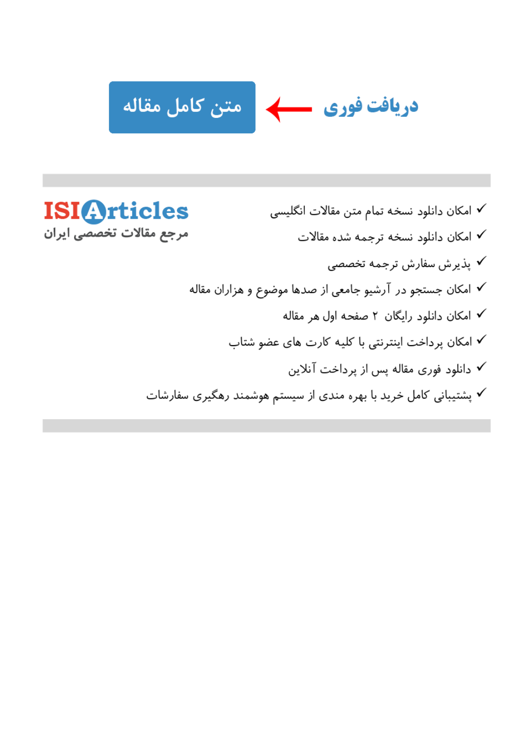دریافت فوری ← متن کامل مقاله

**ISIArticles**
مرجع مقالات تخصصی ایران

- ✓ امکان دانلود نسخه تمام متن مقالات انگلیسی
- ✓ امکان دانلود نسخه ترجمه شده مقالات
- ✓ پذیرش سفارش ترجمه تخصصی
- ✓ امکان جستجو در آرشیو جامعی از صدها موضوع و هزاران مقاله
- ✓ امکان دانلود رایگان ۲ صفحه اول هر مقاله
- ✓ امکان پرداخت اینترنتی با کلیه کارت های عضو شتاب
- ✓ دانلود فوری مقاله پس از پرداخت آنلاین
- ✓ پشتیبانی کامل خرید با بهره مندی از سیستم هوشمند رهگیری سفارشات